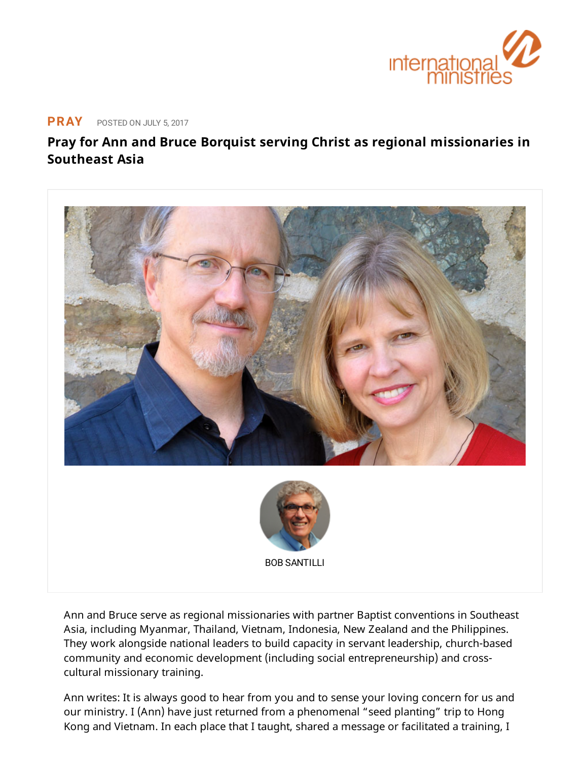international ministries

**PRAY** POSTED ON JULY 5, 2017

# Pray for Ann and Bruce Borquist serving Christ as regional missionaries in Southeast Asia

BOB SANTILLI

Ann and Bruce serve as regional missionaries with partner Baptist conventions in Southeast Asia, including Myanmar, Thailand, Vietnam, Indonesia, New Zealand and the Philippines. They work alongside national leaders to build capacity in servant leadership, church-based community and economic development (including social entrepreneurship) and cross-cultural missionary training.

Ann writes: It is always good to hear from you and to sense your loving concern for us and our ministry. I (Ann) have just returned from a phenomenal "seed planting" trip to Hong Kong and Vietnam. In each place that I taught, shared a message or facilitated a training, I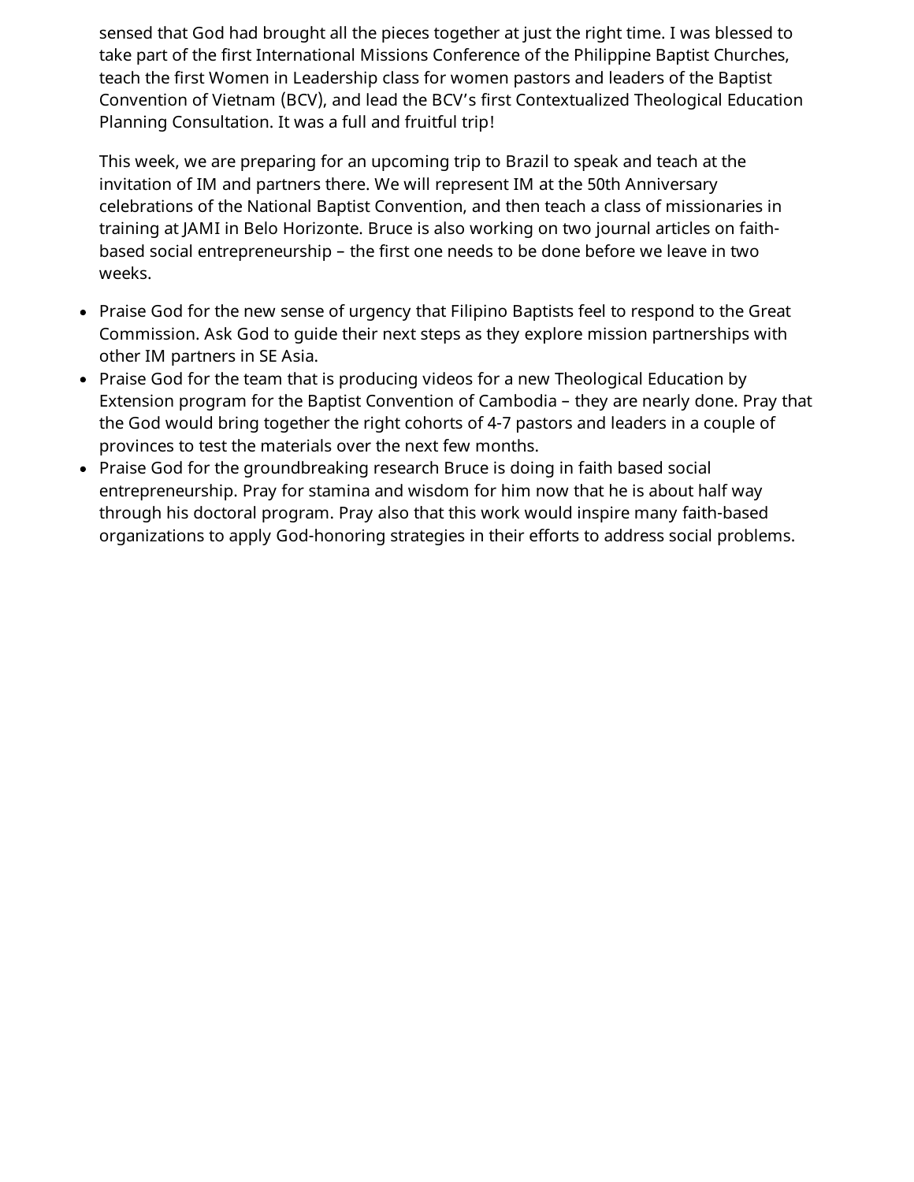sensed that God had brought all the pieces together at just the right time. I was blessed to take part of the first International Missions Conference of the Philippine Baptist Churches, teach the first Women in Leadership class for women pastors and leaders of the Baptist Convention of Vietnam (BCV), and lead the BCV's first Contextualized Theological Education Planning Consultation. It was a full and fruitful trip!

This week, we are preparing for an upcoming trip to Brazil to speak and teach at the invitation of IM and partners there. We will represent IM at the 50th Anniversary celebrations of the National Baptist Convention, and then teach a class of missionaries in training at JAMI in Belo Horizonte. Bruce is also working on two journal articles on faith-based social entrepreneurship – the first one needs to be done before we leave in two weeks.

- Praise God for the new sense of urgency that Filipino Baptists feel to respond to the Great Commission. Ask God to guide their next steps as they explore mission partnerships with other IM partners in SE Asia.
- Praise God for the team that is producing videos for a new Theological Education by Extension program for the Baptist Convention of Cambodia – they are nearly done. Pray that the God would bring together the right cohorts of 4-7 pastors and leaders in a couple of provinces to test the materials over the next few months.
- Praise God for the groundbreaking research Bruce is doing in faith based social entrepreneurship. Pray for stamina and wisdom for him now that he is about half way through his doctoral program. Pray also that this work would inspire many faith-based organizations to apply God-honoring strategies in their efforts to address social problems.